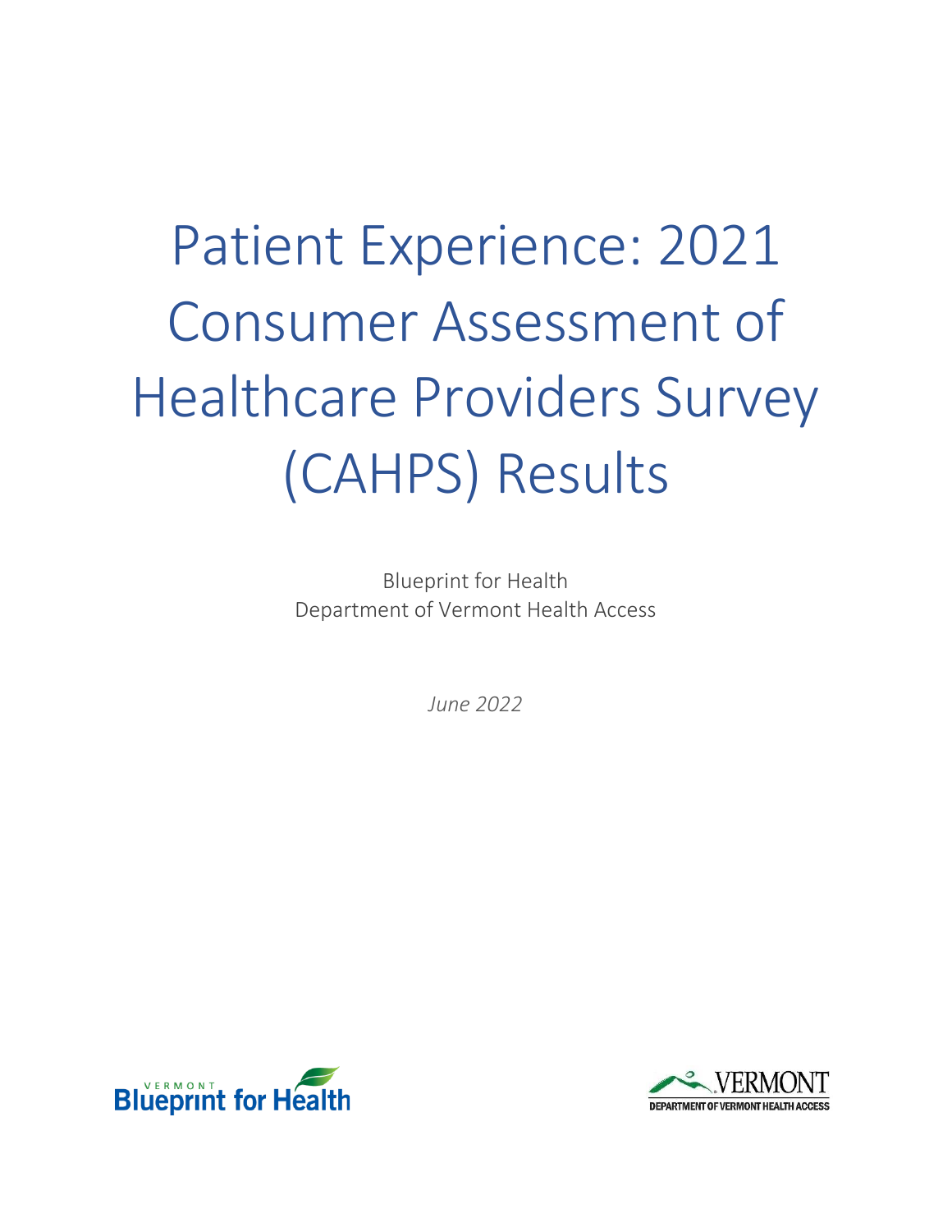# Patient Experience: 2021 Consumer Assessment of Healthcare Providers Survey (CAHPS) Results

Blueprint for Health
Department of Vermont Health Access

*June 2022*

VERMONT Blueprint for Health

VERMONT
DEPARTMENT OF VERMONT HEALTH ACCESS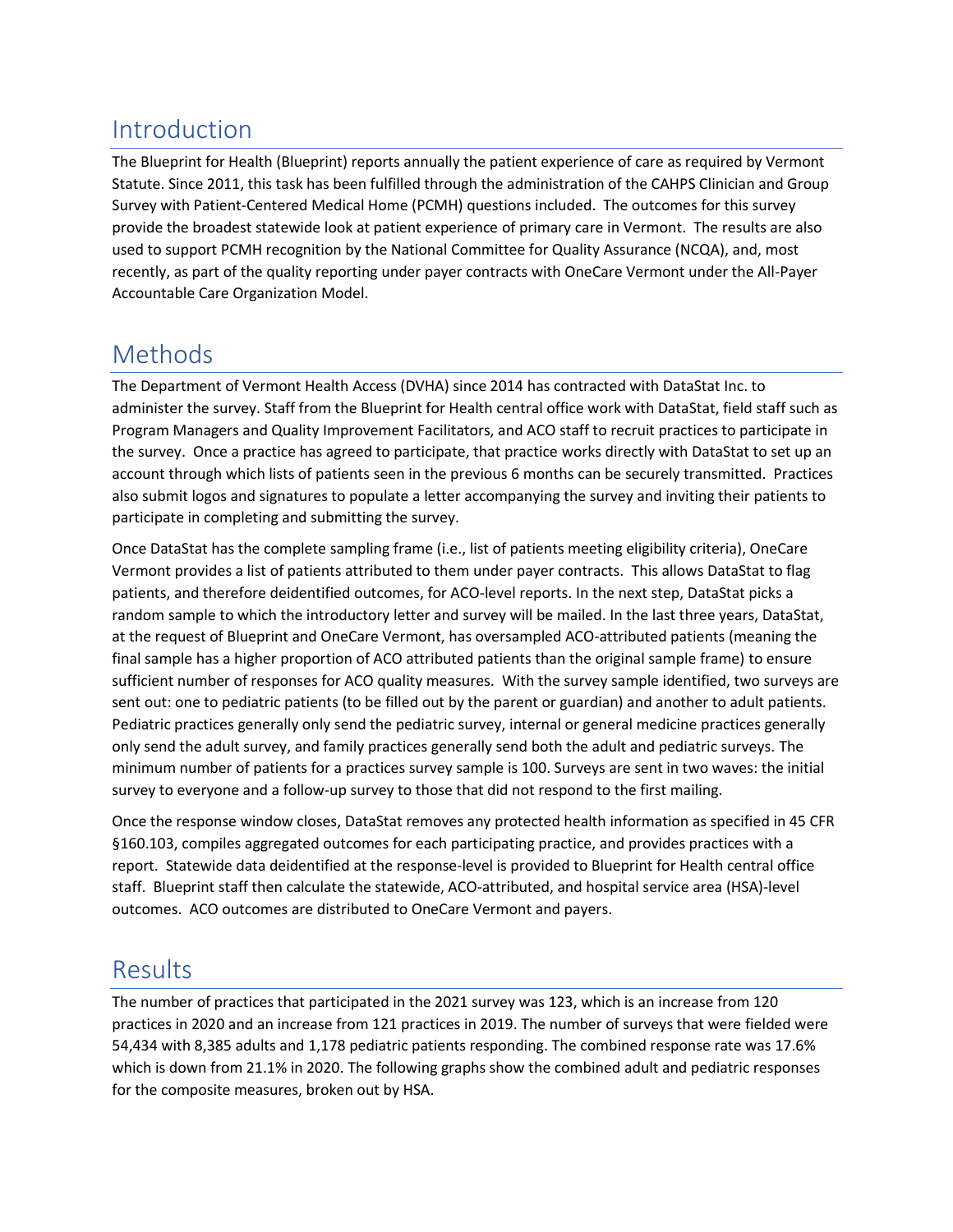## Introduction

The Blueprint for Health (Blueprint) reports annually the patient experience of care as required by Vermont Statute. Since 2011, this task has been fulfilled through the administration of the CAHPS Clinician and Group Survey with Patient-Centered Medical Home (PCMH) questions included. The outcomes for this survey provide the broadest statewide look at patient experience of primary care in Vermont. The results are also used to support PCMH recognition by the National Committee for Quality Assurance (NCQA), and, most recently, as part of the quality reporting under payer contracts with OneCare Vermont under the All-Payer Accountable Care Organization Model.

## Methods

The Department of Vermont Health Access (DVHA) since 2014 has contracted with DataStat Inc. to administer the survey. Staff from the Blueprint for Health central office work with DataStat, field staff such as Program Managers and Quality Improvement Facilitators, and ACO staff to recruit practices to participate in the survey. Once a practice has agreed to participate, that practice works directly with DataStat to set up an account through which lists of patients seen in the previous 6 months can be securely transmitted. Practices also submit logos and signatures to populate a letter accompanying the survey and inviting their patients to participate in completing and submitting the survey.

Once DataStat has the complete sampling frame (i.e., list of patients meeting eligibility criteria), OneCare Vermont provides a list of patients attributed to them under payer contracts. This allows DataStat to flag patients, and therefore deidentified outcomes, for ACO-level reports. In the next step, DataStat picks a random sample to which the introductory letter and survey will be mailed. In the last three years, DataStat, at the request of Blueprint and OneCare Vermont, has oversampled ACO-attributed patients (meaning the final sample has a higher proportion of ACO attributed patients than the original sample frame) to ensure sufficient number of responses for ACO quality measures. With the survey sample identified, two surveys are sent out: one to pediatric patients (to be filled out by the parent or guardian) and another to adult patients. Pediatric practices generally only send the pediatric survey, internal or general medicine practices generally only send the adult survey, and family practices generally send both the adult and pediatric surveys. The minimum number of patients for a practices survey sample is 100. Surveys are sent in two waves: the initial survey to everyone and a follow-up survey to those that did not respond to the first mailing.

Once the response window closes, DataStat removes any protected health information as specified in 45 CFR §160.103, compiles aggregated outcomes for each participating practice, and provides practices with a report. Statewide data deidentified at the response-level is provided to Blueprint for Health central office staff. Blueprint staff then calculate the statewide, ACO-attributed, and hospital service area (HSA)-level outcomes. ACO outcomes are distributed to OneCare Vermont and payers.

## Results

The number of practices that participated in the 2021 survey was 123, which is an increase from 120 practices in 2020 and an increase from 121 practices in 2019. The number of surveys that were fielded were 54,434 with 8,385 adults and 1,178 pediatric patients responding. The combined response rate was 17.6% which is down from 21.1% in 2020. The following graphs show the combined adult and pediatric responses for the composite measures, broken out by HSA.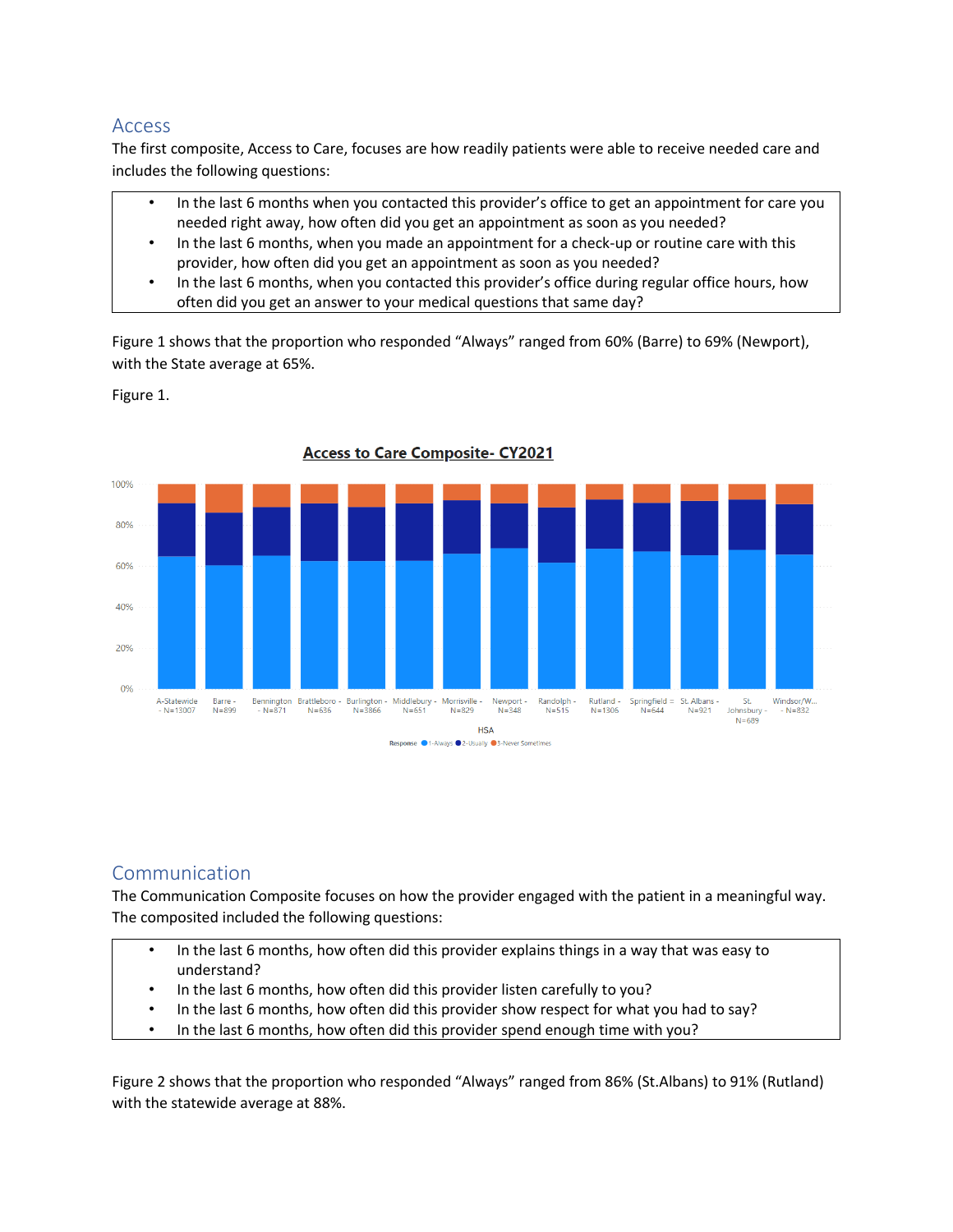## Access

The first composite, Access to Care, focuses are how readily patients were able to receive needed care and includes the following questions:

- In the last 6 months when you contacted this provider's office to get an appointment for care you needed right away, how often did you get an appointment as soon as you needed?
- In the last 6 months, when you made an appointment for a check-up or routine care with this provider, how often did you get an appointment as soon as you needed?
- In the last 6 months, when you contacted this provider's office during regular office hours, how often did you get an answer to your medical questions that same day?

Figure 1 shows that the proportion who responded "Always" ranged from 60% (Barre) to 69% (Newport), with the State average at 65%.

Figure 1.

**Access to Care Composite- CY2021**

| HSA | N |
|---|---|
| A-Statewide | 13007 |
| Barre | 899 |
| Bennington | 871 |
| Brattleboro | 636 |
| Burlington | 3866 |
| Middlebury | 651 |
| Morrisville | 829 |
| Newport | 348 |
| Randolph | 515 |
| Rutland | 1306 |
| Springfield | 644 |
| St. Albans | 921 |
| St. Johnsbury | 689 |
| Windsor/W... | 832 |

Response: 1-Always, 2-Usually, 3-Never Sometimes

## Communication

The Communication Composite focuses on how the provider engaged with the patient in a meaningful way. The composited included the following questions:

- In the last 6 months, how often did this provider explains things in a way that was easy to understand?
- In the last 6 months, how often did this provider listen carefully to you?
- In the last 6 months, how often did this provider show respect for what you had to say?
- In the last 6 months, how often did this provider spend enough time with you?

Figure 2 shows that the proportion who responded "Always" ranged from 86% (St.Albans) to 91% (Rutland) with the statewide average at 88%.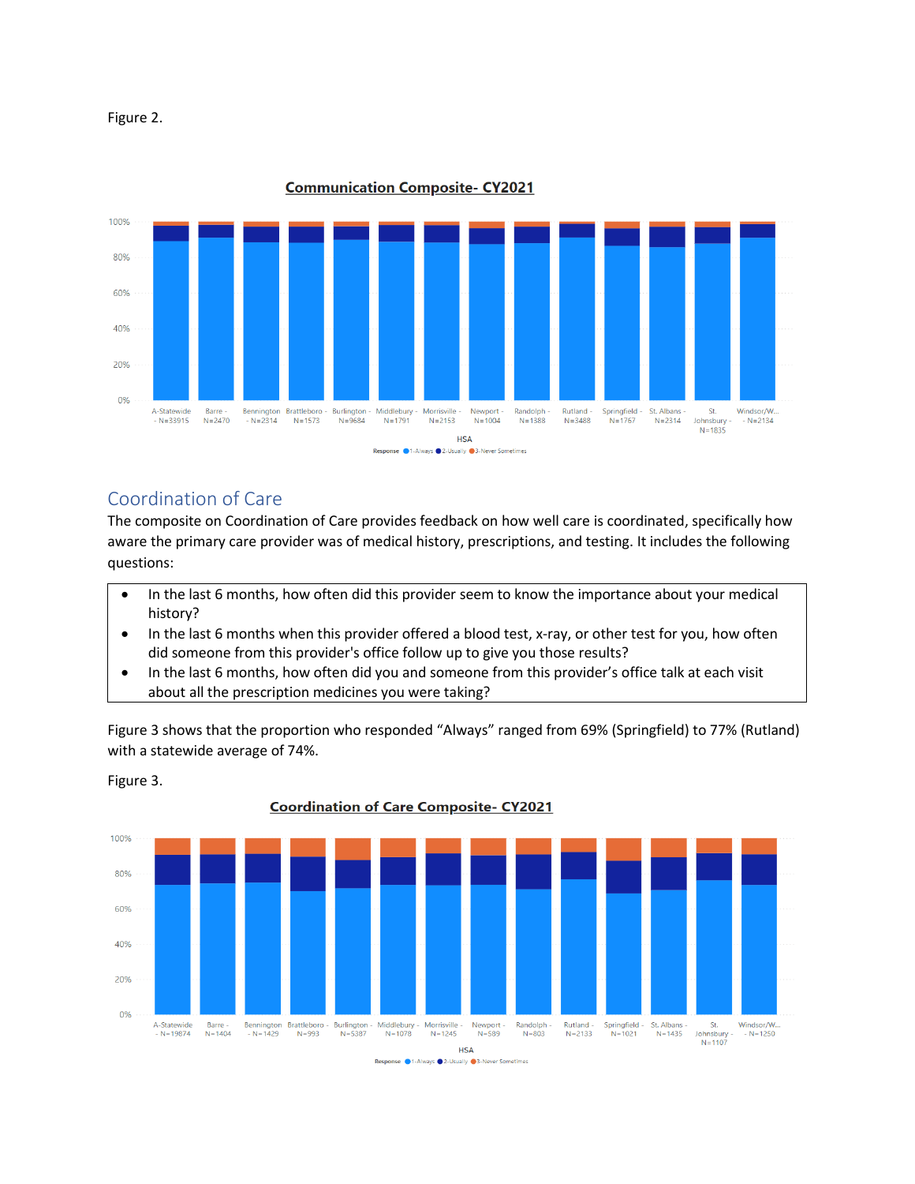Figure 2.

## Coordination of Care

The composite on Coordination of Care provides feedback on how well care is coordinated, specifically how aware the primary care provider was of medical history, prescriptions, and testing. It includes the following questions:

- In the last 6 months, how often did this provider seem to know the importance about your medical history?
- In the last 6 months when this provider offered a blood test, x-ray, or other test for you, how often did someone from this provider's office follow up to give you those results?
- In the last 6 months, how often did you and someone from this provider's office talk at each visit about all the prescription medicines you were taking?

Figure 3 shows that the proportion who responded "Always" ranged from 69% (Springfield) to 77% (Rutland) with a statewide average of 74%.

Figure 3.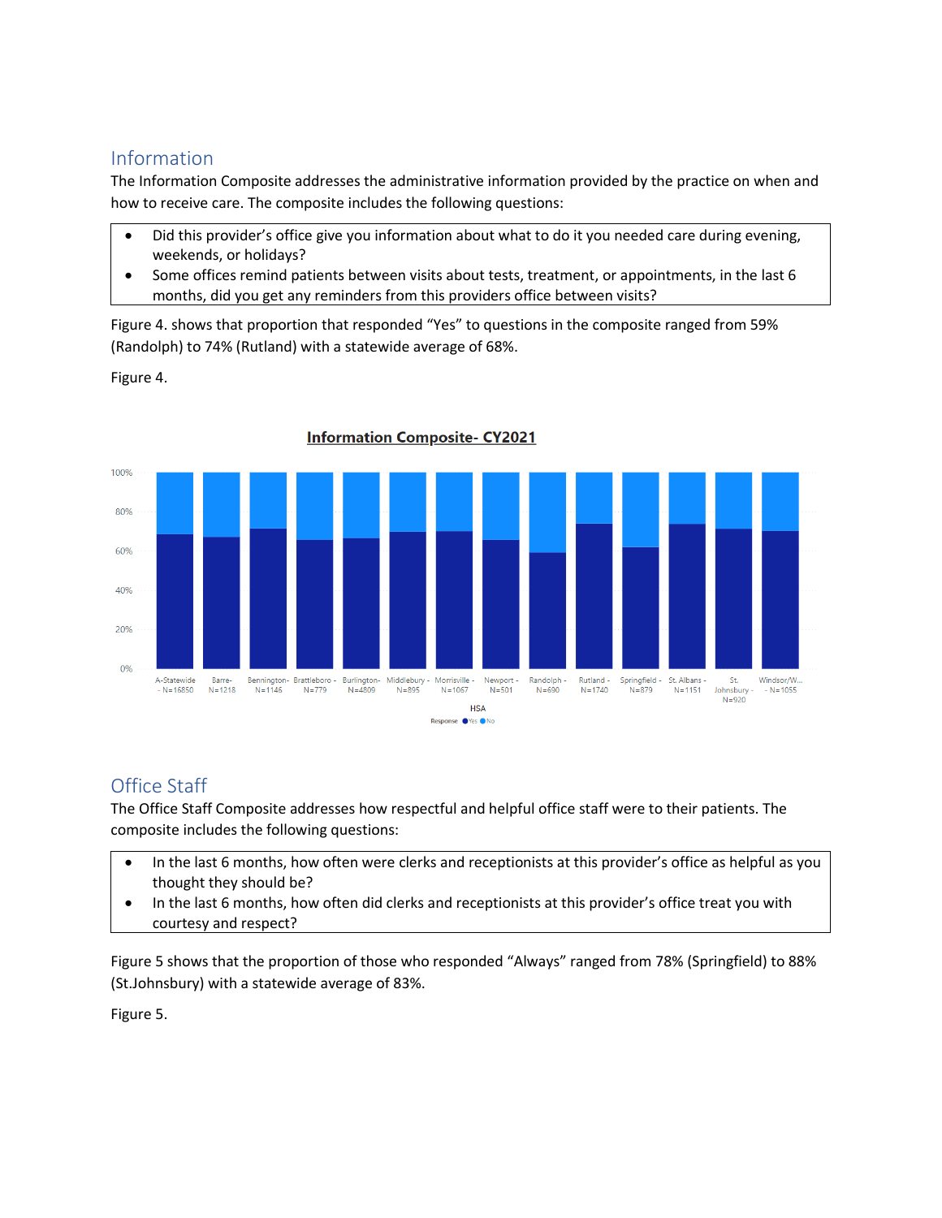## Information

The Information Composite addresses the administrative information provided by the practice on when and how to receive care. The composite includes the following questions:

- Did this provider's office give you information about what to do it you needed care during evening, weekends, or holidays?
- Some offices remind patients between visits about tests, treatment, or appointments, in the last 6 months, did you get any reminders from this providers office between visits?

Figure 4. shows that proportion that responded "Yes" to questions in the composite ranged from 59% (Randolph) to 74% (Rutland) with a statewide average of 68%.

Figure 4.

## Office Staff

The Office Staff Composite addresses how respectful and helpful office staff were to their patients. The composite includes the following questions:

- In the last 6 months, how often were clerks and receptionists at this provider's office as helpful as you thought they should be?
- In the last 6 months, how often did clerks and receptionists at this provider's office treat you with courtesy and respect?

Figure 5 shows that the proportion of those who responded "Always" ranged from 78% (Springfield) to 88% (St.Johnsbury) with a statewide average of 83%.

Figure 5.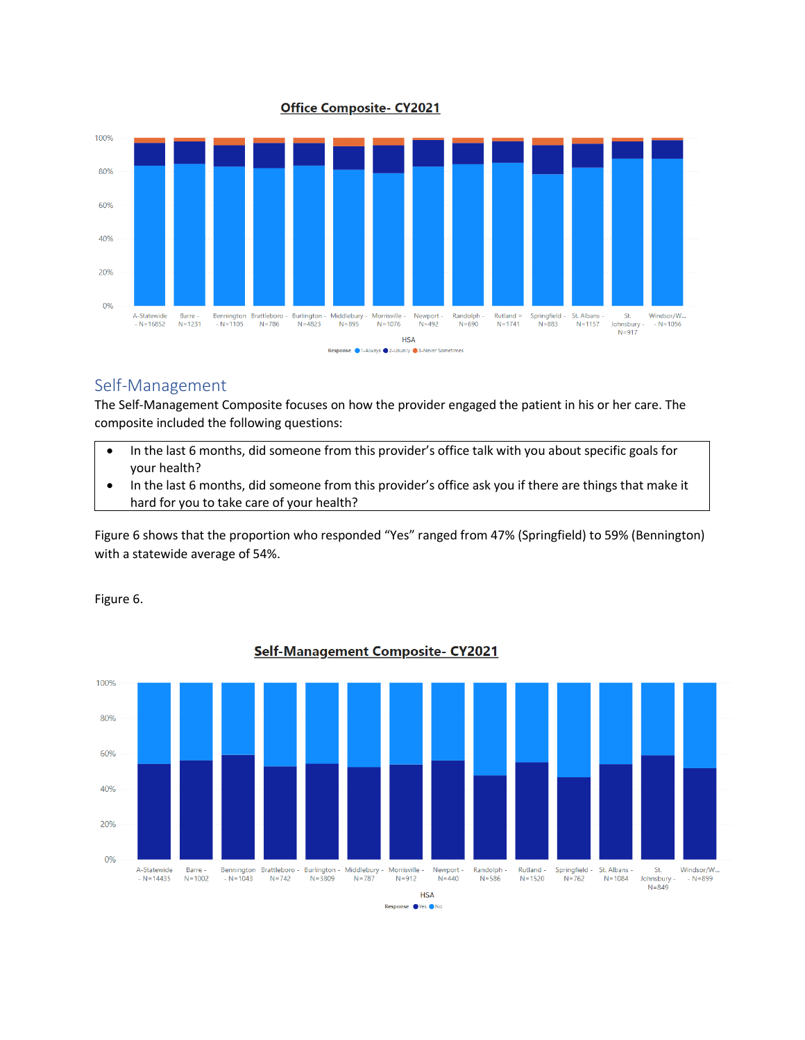## Office Composite- CY2021

| HSA | N |
|---|---|
| A-Statewide | 16852 |
| Barre | 1231 |
| Bennington | 1105 |
| Brattleboro | 786 |
| Burlington | 4823 |
| Middlebury | 895 |
| Morrisville | 1076 |
| Newport | 492 |
| Randolph | 690 |
| Rutland | 1741 |
| Springfield | 883 |
| St. Albans | 1157 |
| St. Johnsbury | 917 |
| Windsor/W... | 1056 |

Response: 1-Always, 2-Usually, 3-Never Sometimes

## Self-Management

The Self-Management Composite focuses on how the provider engaged the patient in his or her care. The composite included the following questions:

- In the last 6 months, did someone from this provider's office talk with you about specific goals for your health?
- In the last 6 months, did someone from this provider's office ask you if there are things that make it hard for you to take care of your health?

Figure 6 shows that the proportion who responded "Yes" ranged from 47% (Springfield) to 59% (Bennington) with a statewide average of 54%.

Figure 6.

## Self-Management Composite- CY2021

| HSA | N |
|---|---|
| A-Statewide | 14435 |
| Barre | 1002 |
| Bennington | 1043 |
| Brattleboro | 742 |
| Burlington | 3809 |
| Middlebury | 787 |
| Morrisville | 912 |
| Newport | 440 |
| Randolph | 586 |
| Rutland | 1520 |
| Springfield | 762 |
| St. Albans | 1084 |
| St. Johnsbury | 849 |
| Windsor/W... | 899 |

Response: Yes, No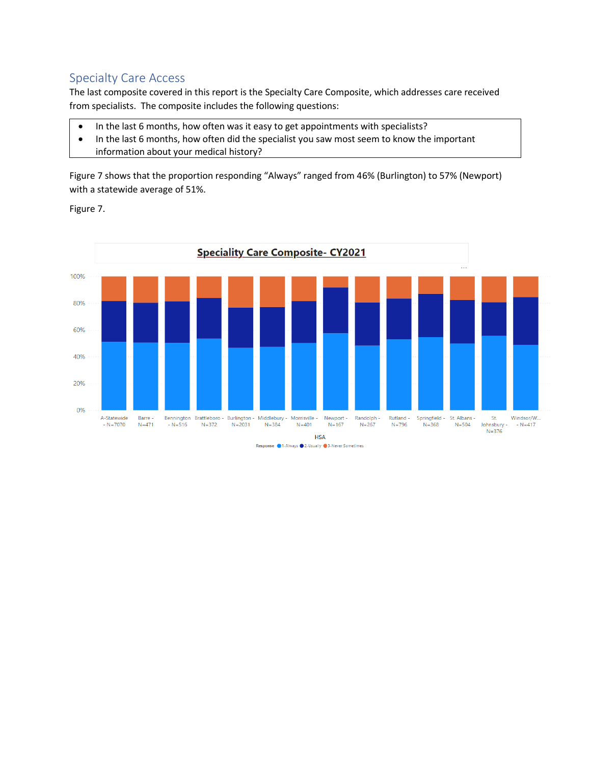## Specialty Care Access

The last composite covered in this report is the Specialty Care Composite, which addresses care received from specialists. The composite includes the following questions:

- In the last 6 months, how often was it easy to get appointments with specialists?
- In the last 6 months, how often did the specialist you saw most seem to know the important information about your medical history?

Figure 7 shows that the proportion responding "Always" ranged from 46% (Burlington) to 57% (Newport) with a statewide average of 51%.

Figure 7.

**Speciality Care Composite- CY2021**

HSA: A-Statewide - N=7070; Barre - N=471; Bennington - N=516; Brattleboro - N=372; Burlington - N=2031; Middlebury - N=384; Morrisville - N=401; Newport - N=167; Randolph - N=267; Rutland - N=796; Springfield - N=368; St. Albans - N=504; St. Johnsbury - N=376; Windsor/W... - N=417

Response: 1-Always; 2-Usually; 3-Never Sometimes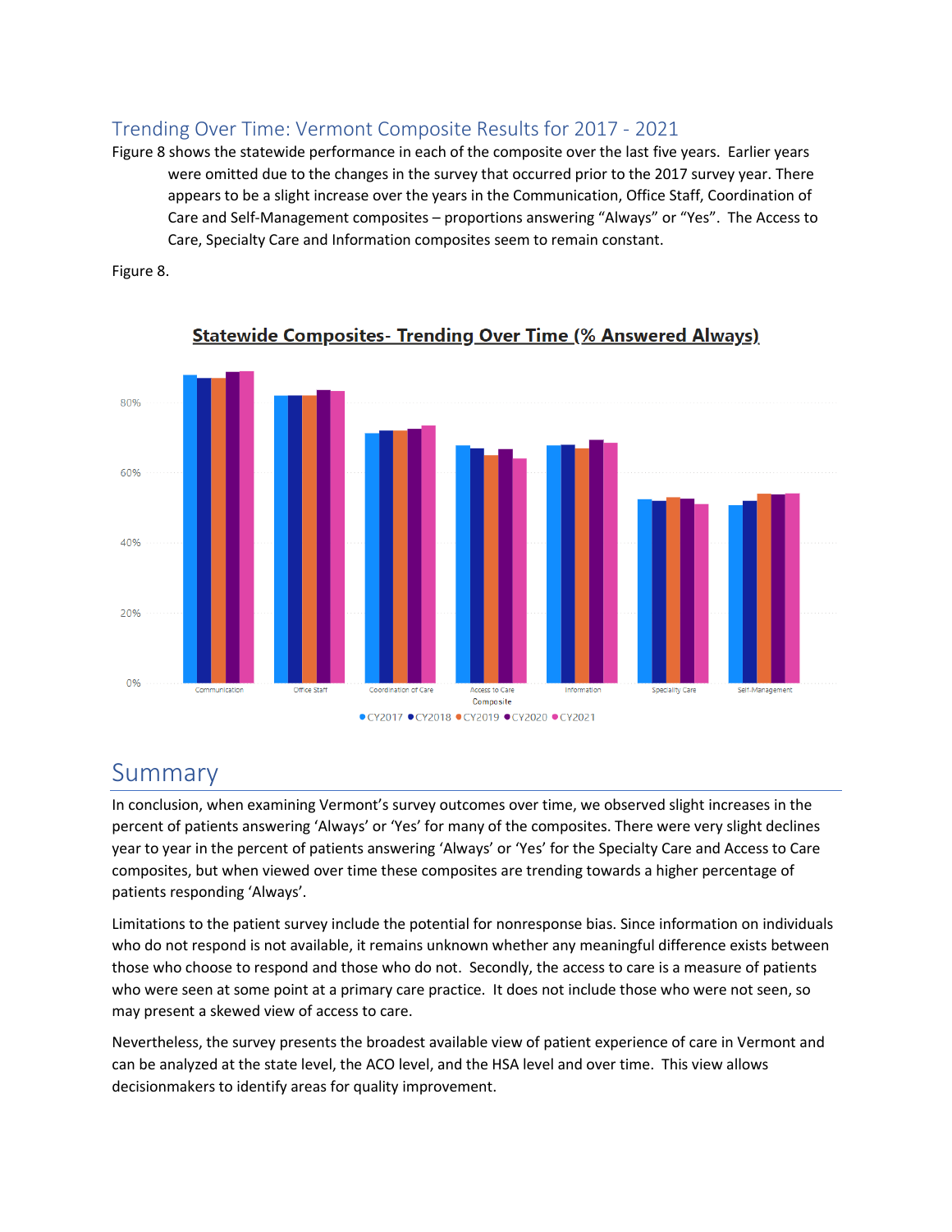## Trending Over Time: Vermont Composite Results for 2017 - 2021

Figure 8 shows the statewide performance in each of the composite over the last five years. Earlier years were omitted due to the changes in the survey that occurred prior to the 2017 survey year. There appears to be a slight increase over the years in the Communication, Office Staff, Coordination of Care and Self-Management composites – proportions answering "Always" or "Yes". The Access to Care, Specialty Care and Information composites seem to remain constant.

Figure 8.

**Statewide Composites- Trending Over Time (% Answered Always)**

# Summary

In conclusion, when examining Vermont's survey outcomes over time, we observed slight increases in the percent of patients answering 'Always' or 'Yes' for many of the composites. There were very slight declines year to year in the percent of patients answering 'Always' or 'Yes' for the Specialty Care and Access to Care composites, but when viewed over time these composites are trending towards a higher percentage of patients responding 'Always'.

Limitations to the patient survey include the potential for nonresponse bias. Since information on individuals who do not respond is not available, it remains unknown whether any meaningful difference exists between those who choose to respond and those who do not. Secondly, the access to care is a measure of patients who were seen at some point at a primary care practice. It does not include those who were not seen, so may present a skewed view of access to care.

Nevertheless, the survey presents the broadest available view of patient experience of care in Vermont and can be analyzed at the state level, the ACO level, and the HSA level and over time. This view allows decisionmakers to identify areas for quality improvement.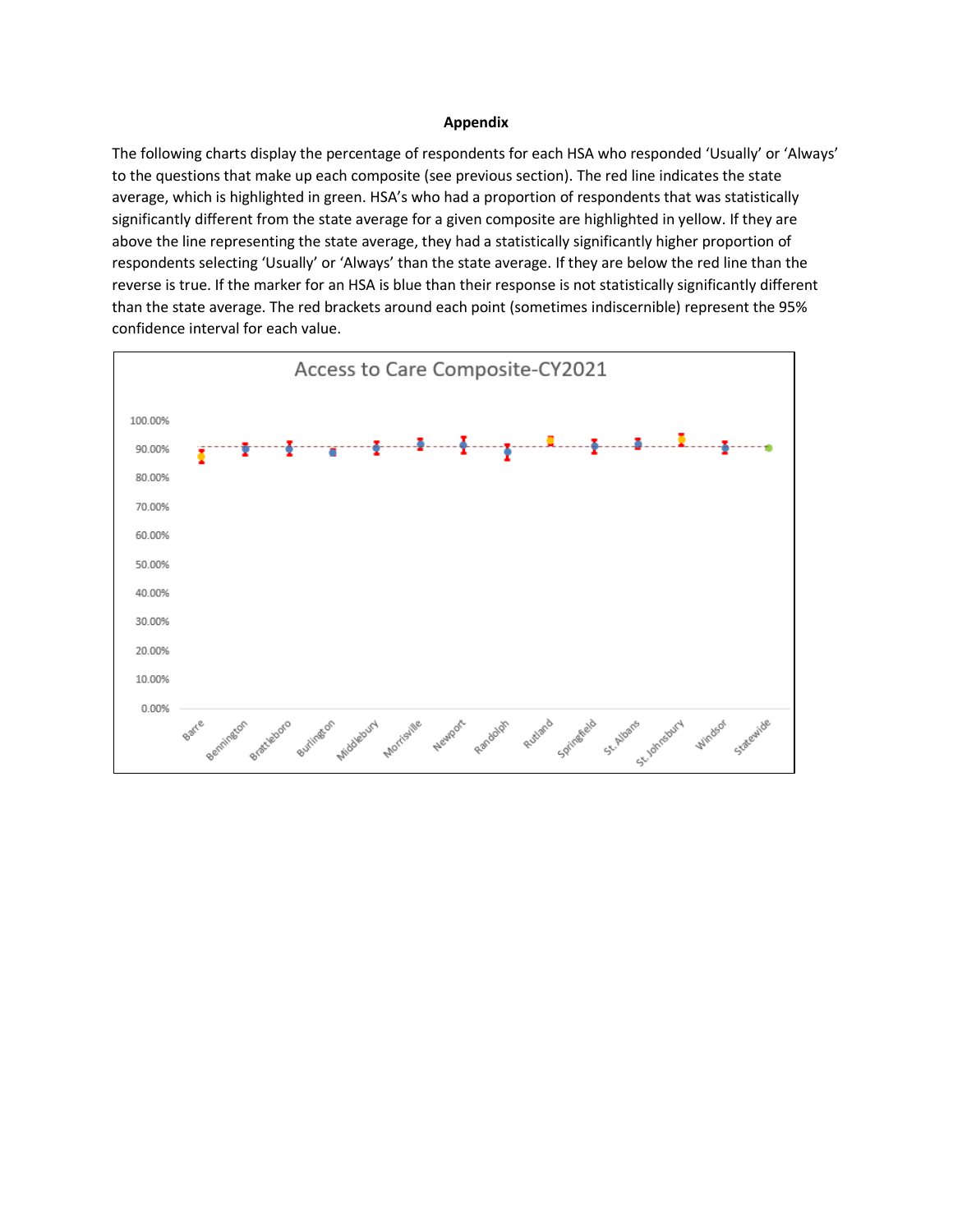**Appendix**

The following charts display the percentage of respondents for each HSA who responded 'Usually' or 'Always' to the questions that make up each composite (see previous section). The red line indicates the state average, which is highlighted in green. HSA's who had a proportion of respondents that was statistically significantly different from the state average for a given composite are highlighted in yellow. If they are above the line representing the state average, they had a statistically significantly higher proportion of respondents selecting 'Usually' or 'Always' than the state average. If they are below the red line than the reverse is true. If the marker for an HSA is blue than their response is not statistically significantly different than the state average. The red brackets around each point (sometimes indiscernible) represent the 95% confidence interval for each value.

Access to Care Composite-CY2021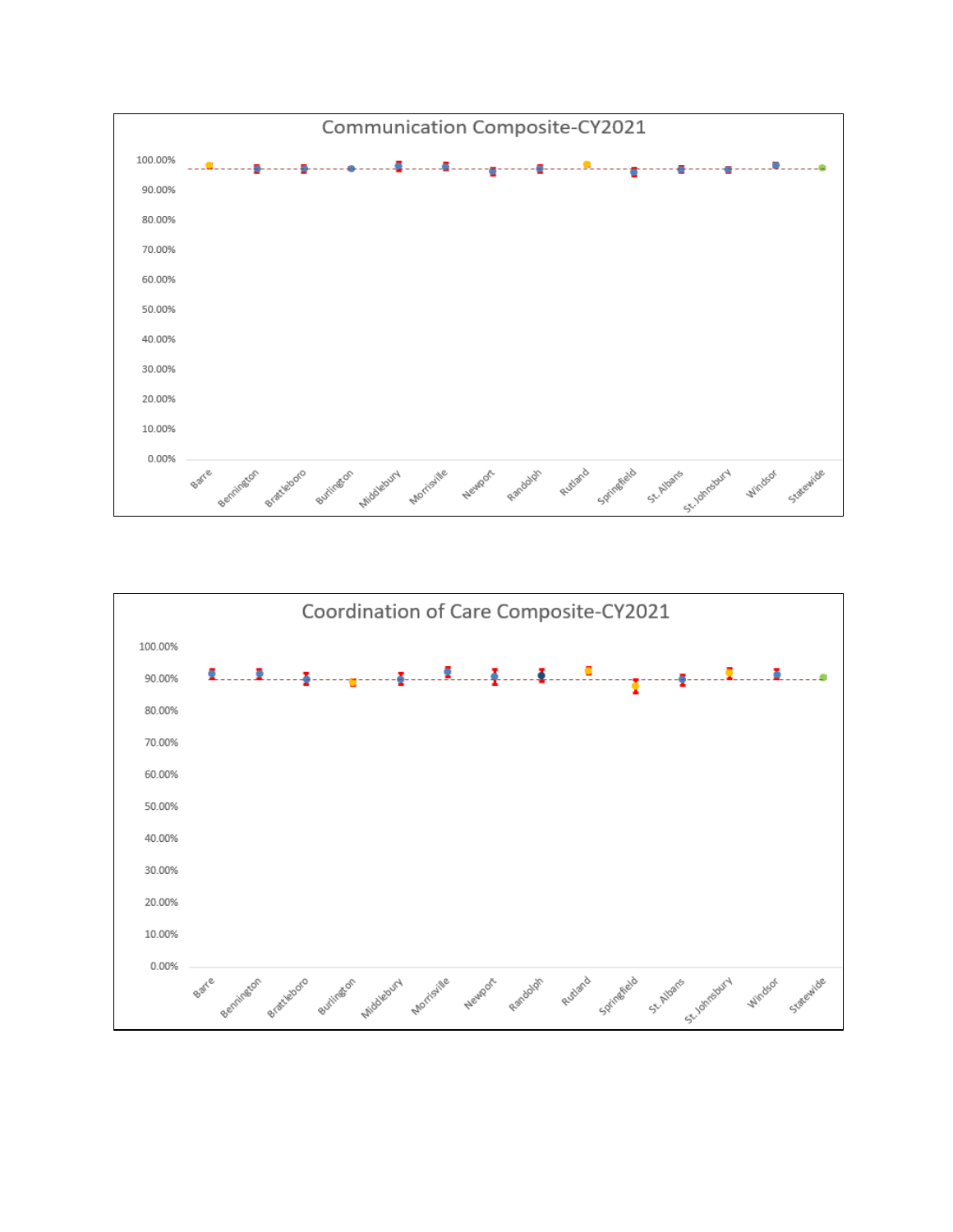## Communication Composite-CY2021

100.00%
90.00%
80.00%
70.00%
60.00%
50.00%
40.00%
30.00%
20.00%
10.00%
0.00%

Barre, Bennington, Brattleboro, Burlington, Middlebury, Morrisville, Newport, Randolph, Rutland, Springfield, St. Albans, St. Johnsbury, Windsor, Statewide

## Coordination of Care Composite-CY2021

100.00%
90.00%
80.00%
70.00%
60.00%
50.00%
40.00%
30.00%
20.00%
10.00%
0.00%

Barre, Bennington, Brattleboro, Burlington, Middlebury, Morrisville, Newport, Randolph, Rutland, Springfield, St. Albans, St. Johnsbury, Windsor, Statewide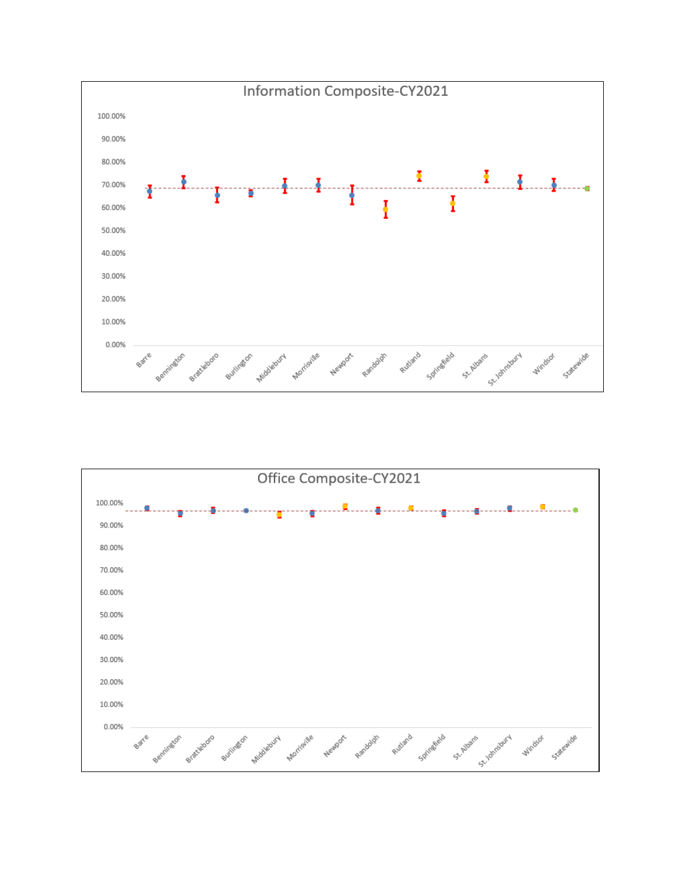## Information Composite-CY2021

100.00%
90.00%
80.00%
70.00%
60.00%
50.00%
40.00%
30.00%
20.00%
10.00%
0.00%

Barre, Bennington, Brattleboro, Burlington, Middlebury, Morrisville, Newport, Randolph, Rutland, Springfield, St. Albans, St. Johnsbury, Windsor, Statewide

## Office Composite-CY2021

100.00%
90.00%
80.00%
70.00%
60.00%
50.00%
40.00%
30.00%
20.00%
10.00%
0.00%

Barre, Bennington, Brattleboro, Burlington, Middlebury, Morrisville, Newport, Randolph, Rutland, Springfield, St. Albans, St. Johnsbury, Windsor, Statewide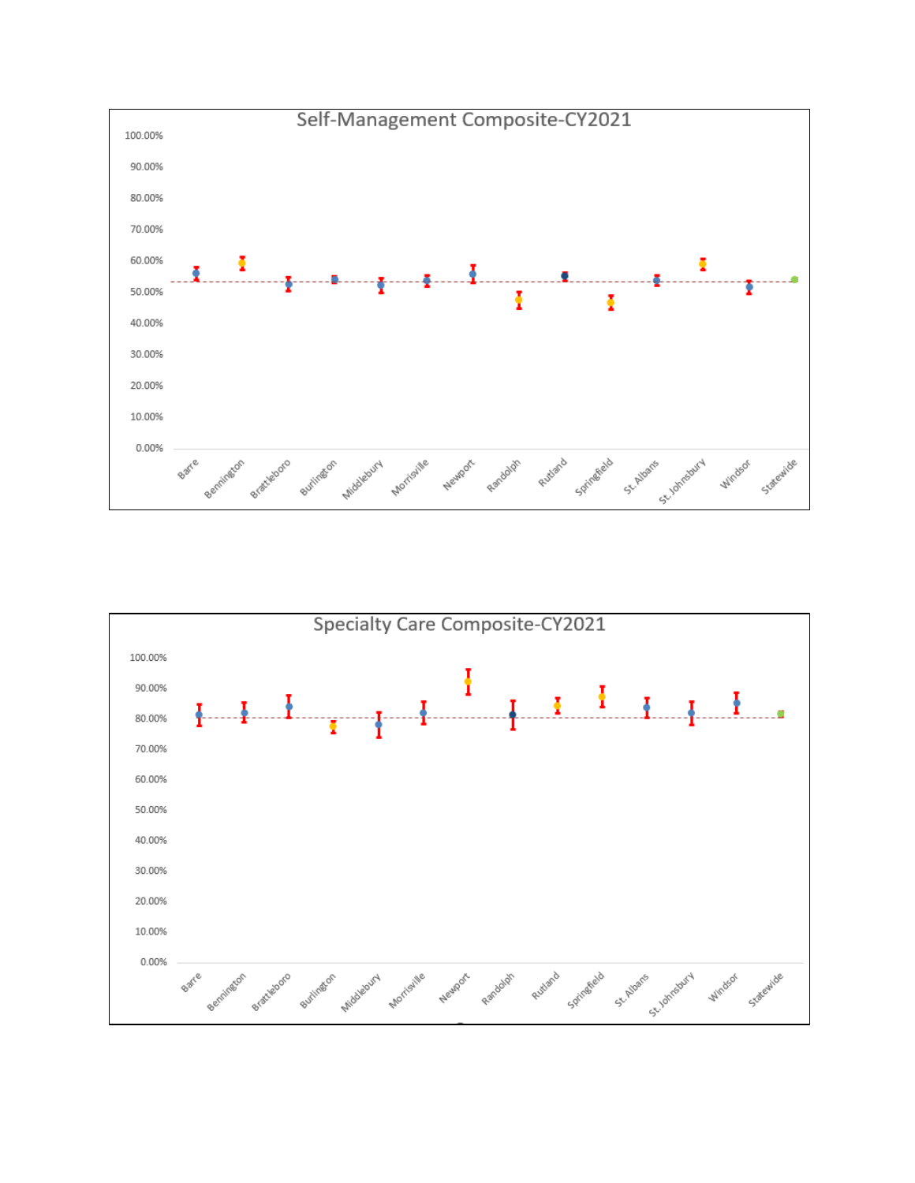Self-Management Composite-CY2021

100.00%
90.00%
80.00%
70.00%
60.00%
50.00%
40.00%
30.00%
20.00%
10.00%
0.00%

Barre
Bennington
Brattleboro
Burlington
Middlebury
Morrisville
Newport
Randolph
Rutland
Springfield
St. Albans
St. Johnsbury
Windsor
Statewide

Specialty Care Composite-CY2021

100.00%
90.00%
80.00%
70.00%
60.00%
50.00%
40.00%
30.00%
20.00%
10.00%
0.00%

Barre
Bennington
Brattleboro
Burlington
Middlebury
Morrisville
Newport
Randolph
Rutland
Springfield
St. Albans
St. Johnsbury
Windsor
Statewide